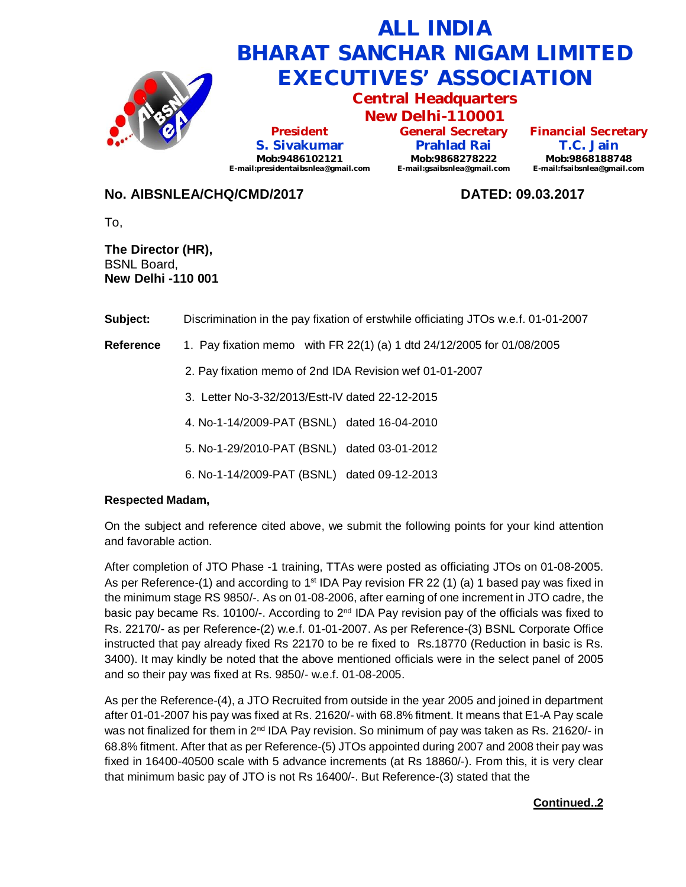# ALL INDIA BHARAT SANCHAR NIGAM LIMITED EXECUTIVES' ASSOCIATION

## Central Headquarters
## New Delhi-110001

| President | General Secretary | Financial Secretary |
|---|---|---|
| **S. Sivakumar** | **Prahlad Rai** | **T.C. Jain** |
| Mob:9486102121 | Mob:9868278222 | Mob:9868188748 |
| E-mail:presidentaibsnlea@gmail.com | E-mail:gsaibsnlea@gmail.com | E-mail:fsaibsnlea@gmail.com |

**No. AIBSNLEA/CHQ/CMD/2017** **DATED: 09.03.2017**

To,

**The Director (HR),**
BSNL Board,
**New Delhi -110 001**

**Subject:** Discrimination in the pay fixation of erstwhile officiating JTOs w.e.f. 01-01-2007

**Reference**

1. Pay fixation memo with FR 22(1) (a) 1 dtd 24/12/2005 for 01/08/2005
2. Pay fixation memo of 2nd IDA Revision wef 01-01-2007
3. Letter No-3-32/2013/Estt-IV dated 22-12-2015
4. No-1-14/2009-PAT (BSNL) dated 16-04-2010
5. No-1-29/2010-PAT (BSNL) dated 03-01-2012
6. No-1-14/2009-PAT (BSNL) dated 09-12-2013

**Respected Madam,**

On the subject and reference cited above, we submit the following points for your kind attention and favorable action.

After completion of JTO Phase -1 training, TTAs were posted as officiating JTOs on 01-08-2005. As per Reference-(1) and according to 1st IDA Pay revision FR 22 (1) (a) 1 based pay was fixed in the minimum stage RS 9850/-. As on 01-08-2006, after earning of one increment in JTO cadre, the basic pay became Rs. 10100/-. According to 2nd IDA Pay revision pay of the officials was fixed to Rs. 22170/- as per Reference-(2) w.e.f. 01-01-2007. As per Reference-(3) BSNL Corporate Office instructed that pay already fixed Rs 22170 to be re fixed to Rs.18770 (Reduction in basic is Rs. 3400). It may kindly be noted that the above mentioned officials were in the select panel of 2005 and so their pay was fixed at Rs. 9850/- w.e.f. 01-08-2005.

As per the Reference-(4), a JTO Recruited from outside in the year 2005 and joined in department after 01-01-2007 his pay was fixed at Rs. 21620/- with 68.8% fitment. It means that E1-A Pay scale was not finalized for them in 2nd IDA Pay revision. So minimum of pay was taken as Rs. 21620/- in 68.8% fitment. After that as per Reference-(5) JTOs appointed during 2007 and 2008 their pay was fixed in 16400-40500 scale with 5 advance increments (at Rs 18860/-). From this, it is very clear that minimum basic pay of JTO is not Rs 16400/-. But Reference-(3) stated that the

**Continued..2**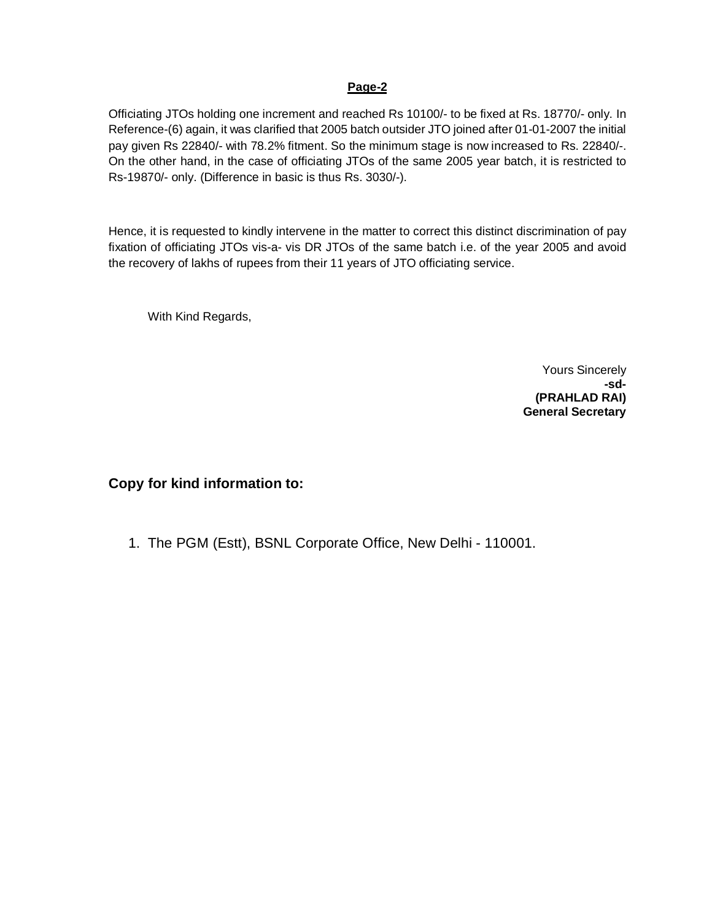**Page-2**

Officiating JTOs holding one increment and reached Rs 10100/- to be fixed at Rs. 18770/- only. In Reference-(6) again, it was clarified that 2005 batch outsider JTO joined after 01-01-2007 the initial pay given Rs 22840/- with 78.2% fitment. So the minimum stage is now increased to Rs. 22840/-. On the other hand, in the case of officiating JTOs of the same 2005 year batch, it is restricted to Rs-19870/- only. (Difference in basic is thus Rs. 3030/-).

Hence, it is requested to kindly intervene in the matter to correct this distinct discrimination of pay fixation of officiating JTOs vis-a- vis DR JTOs of the same batch i.e. of the year 2005 and avoid the recovery of lakhs of rupees from their 11 years of JTO officiating service.

With Kind Regards,

Yours Sincerely
**-sd-**
**(PRAHLAD RAI)**
**General Secretary**

**Copy for kind information to:**

1. The PGM (Estt), BSNL Corporate Office, New Delhi - 110001.